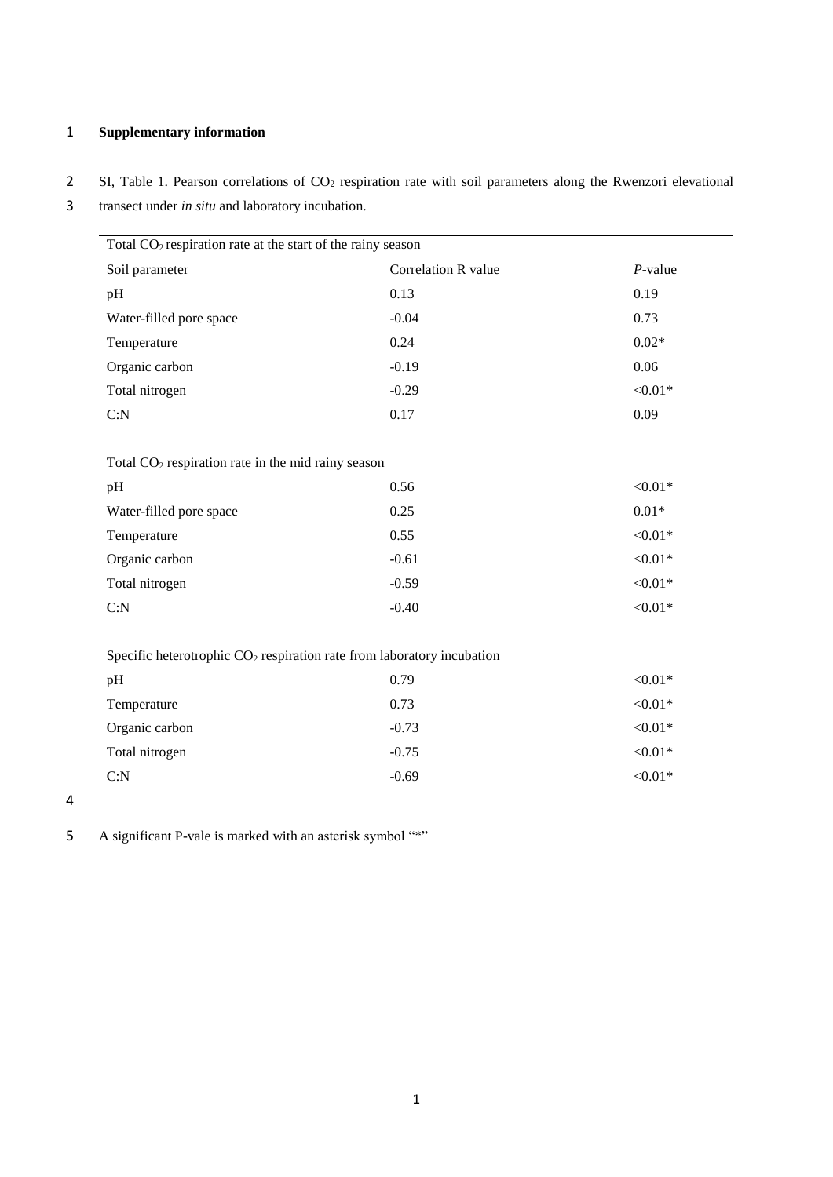# Supplementary information

SI, Table 1. Pearson correlations of $CO_2$ respiration rate with soil parameters along the Rwenzori elevational transect under *in situ* and laboratory incubation.

| Total $CO_2$ respiration rate at the start of the rainy season | | |
|---|---|---|
| Soil parameter | Correlation R value | *P*-value |
| pH | 0.13 | 0.19 |
| Water-filled pore space | -0.04 | 0.73 |
| Temperature | 0.24 | 0.02* |
| Organic carbon | -0.19 | 0.06 |
| Total nitrogen | -0.29 | <0.01* |
| C:N | 0.17 | 0.09 |
| **Total $CO_2$ respiration rate in the mid rainy season** | | |
| pH | 0.56 | <0.01* |
| Water-filled pore space | 0.25 | 0.01* |
| Temperature | 0.55 | <0.01* |
| Organic carbon | -0.61 | <0.01* |
| Total nitrogen | -0.59 | <0.01* |
| C:N | -0.40 | <0.01* |
| **Specific heterotrophic $CO_2$ respiration rate from laboratory incubation** | | |
| pH | 0.79 | <0.01* |
| Temperature | 0.73 | <0.01* |
| Organic carbon | -0.73 | <0.01* |
| Total nitrogen | -0.75 | <0.01* |
| C:N | -0.69 | <0.01* |

A significant P-vale is marked with an asterisk symbol "*"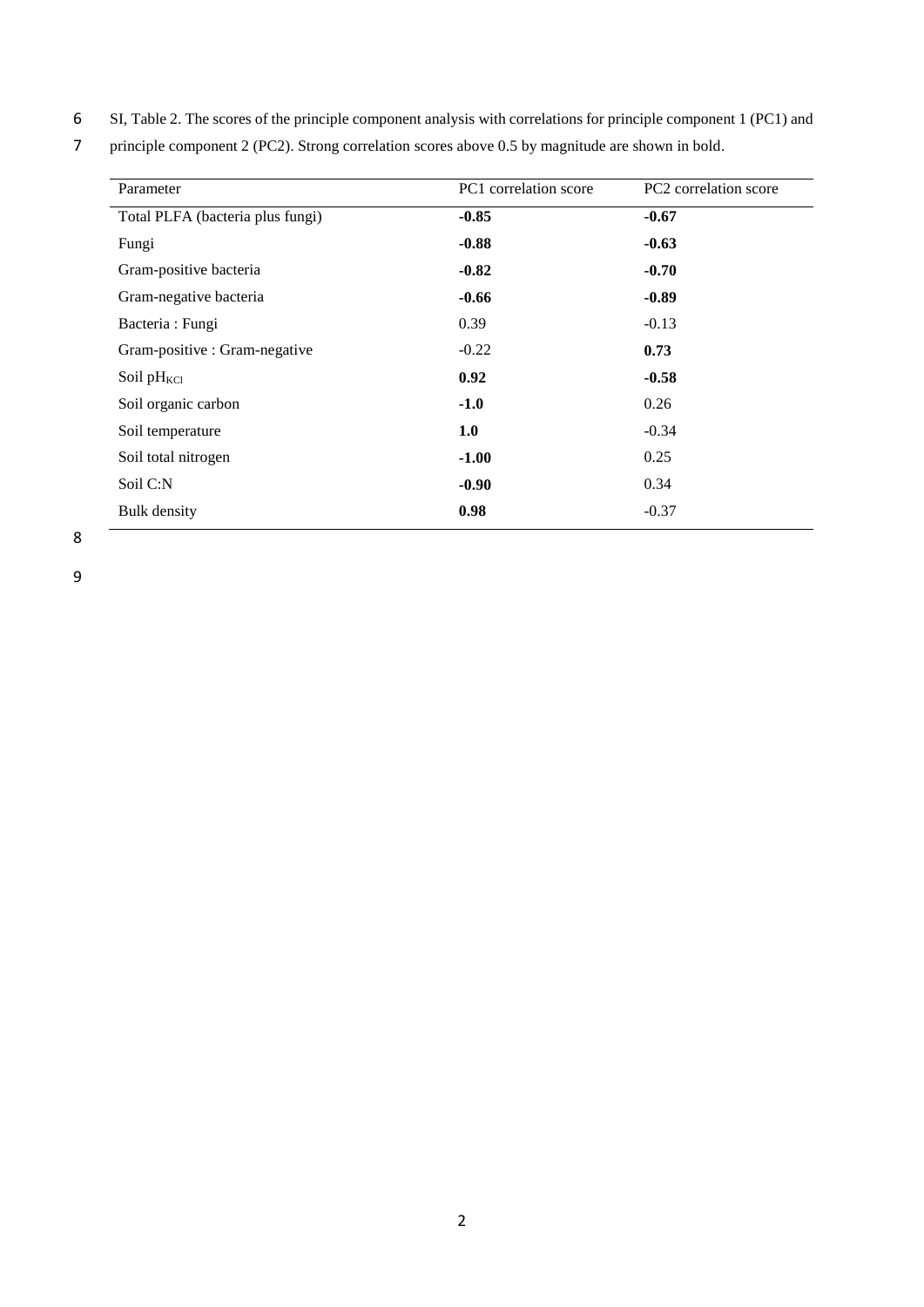SI, Table 2. The scores of the principle component analysis with correlations for principle component 1 (PC1) and principle component 2 (PC2). Strong correlation scores above 0.5 by magnitude are shown in bold.

| Parameter | PC1 correlation score | PC2 correlation score |
|---|---|---|
| Total PLFA (bacteria plus fungi) | **-0.85** | **-0.67** |
| Fungi | **-0.88** | **-0.63** |
| Gram-positive bacteria | **-0.82** | **-0.70** |
| Gram-negative bacteria | **-0.66** | **-0.89** |
| Bacteria : Fungi | 0.39 | -0.13 |
| Gram-positive : Gram-negative | -0.22 | **0.73** |
| Soil $pH_{KCl}$ | **0.92** | **-0.58** |
| Soil organic carbon | **-1.0** | 0.26 |
| Soil temperature | **1.0** | -0.34 |
| Soil total nitrogen | **-1.00** | 0.25 |
| Soil C:N | **-0.90** | 0.34 |
| Bulk density | **0.98** | -0.37 |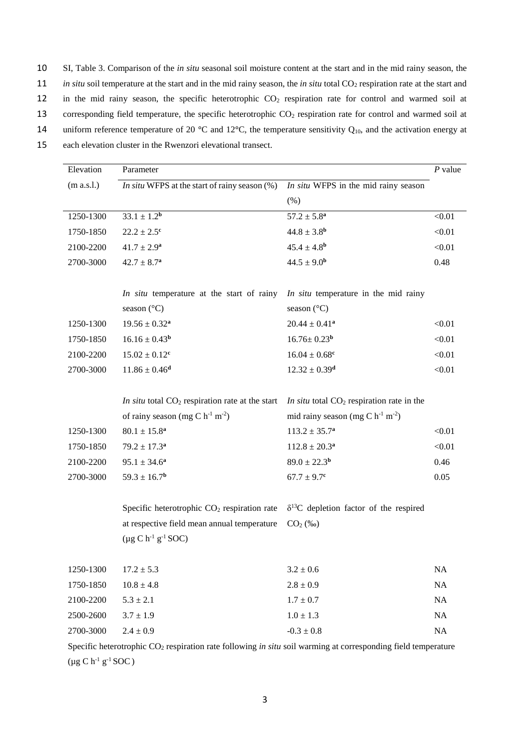SI, Table 3. Comparison of the *in situ* seasonal soil moisture content at the start and in the mid rainy season, the *in situ* soil temperature at the start and in the mid rainy season, the *in situ* total $CO_2$ respiration rate at the start and in the mid rainy season, the specific heterotrophic $CO_2$ respiration rate for control and warmed soil at corresponding field temperature, the specific heterotrophic $CO_2$ respiration rate for control and warmed soil at uniform reference temperature of 20 °C and 12°C, the temperature sensitivity $Q_{10}$, and the activation energy at each elevation cluster in the Rwenzori elevational transect.

| Elevation (m a.s.l.) | Parameter | | *P* value |
|---|---|---|---|
| | *In situ* WFPS at the start of rainy season (%) | *In situ* WFPS in the mid rainy season (%) | |
| 1250-1300 | 33.1 ± 1.2$^{b}$ | 57.2 ± 5.8$^{a}$ | <0.01 |
| 1750-1850 | 22.2 ± 2.5$^{c}$ | 44.8 ± 3.8$^{b}$ | <0.01 |
| 2100-2200 | 41.7 ± 2.9$^{a}$ | 45.4 ± 4.8$^{b}$ | <0.01 |
| 2700-3000 | 42.7 ± 8.7$^{a}$ | 44.5 ± 9.0$^{b}$ | 0.48 |
| | *In situ* temperature at the start of rainy season (°C) | *In situ* temperature in the mid rainy season (°C) | |
| 1250-1300 | 19.56 ± 0.32$^{a}$ | 20.44 ± 0.41$^{a}$ | <0.01 |
| 1750-1850 | 16.16 ± 0.43$^{b}$ | 16.76± 0.23$^{b}$ | <0.01 |
| 2100-2200 | 15.02 ± 0.12$^{c}$ | 16.04 ± 0.68$^{c}$ | <0.01 |
| 2700-3000 | 11.86 ± 0.46$^{d}$ | 12.32 ± 0.39$^{d}$ | <0.01 |
| | *In situ* total $CO_2$ respiration rate at the start of rainy season (mg C $h^{-1}$ $m^{-2}$) | *In situ* total $CO_2$ respiration rate in the mid rainy season (mg C $h^{-1}$ $m^{-2}$) | |
| 1250-1300 | 80.1 ± 15.8$^{a}$ | 113.2 ± 35.7$^{a}$ | <0.01 |
| 1750-1850 | 79.2 ± 17.3$^{a}$ | 112.8 ± 20.3$^{a}$ | <0.01 |
| 2100-2200 | 95.1 ± 34.6$^{a}$ | 89.0 ± 22.3$^{b}$ | 0.46 |
| 2700-3000 | 59.3 ± 16.7$^{b}$ | 67.7 ± 9.7$^{c}$ | 0.05 |
| | Specific heterotrophic $CO_2$ respiration rate at respective field mean annual temperature (µg C $h^{-1}$ $g^{-1}$ SOC) | $\delta^{13}C$ depletion factor of the respired $CO_2$ (‰) | |
| 1250-1300 | 17.2 ± 5.3 | 3.2 ± 0.6 | NA |
| 1750-1850 | 10.8 ± 4.8 | 2.8 ± 0.9 | NA |
| 2100-2200 | 5.3 ± 2.1 | 1.7 ± 0.7 | NA |
| 2500-2600 | 3.7 ± 1.9 | 1.0 ± 1.3 | NA |
| 2700-3000 | 2.4 ± 0.9 | -0.3 ± 0.8 | NA |

Specific heterotrophic $CO_2$ respiration rate following *in situ* soil warming at corresponding field temperature (µg C $h^{-1}$ $g^{-1}$ SOC )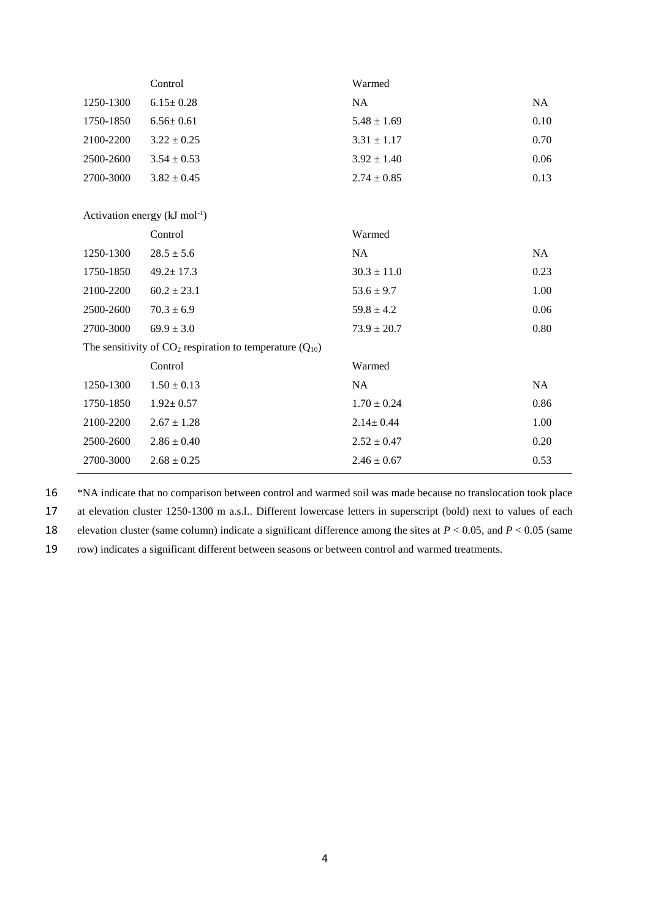| | Control | Warmed | |
|---|---|---|---|
| 1250-1300 | 6.15± 0.28 | NA | NA |
| 1750-1850 | 6.56± 0.61 | 5.48 ± 1.69 | 0.10 |
| 2100-2200 | 3.22 ± 0.25 | 3.31 ± 1.17 | 0.70 |
| 2500-2600 | 3.54 ± 0.53 | 3.92 ± 1.40 | 0.06 |
| 2700-3000 | 3.82 ± 0.45 | 2.74 ± 0.85 | 0.13 |
| Activation energy (kJ $mol^{-1}$) | | | |
| | Control | Warmed | |
| 1250-1300 | 28.5 ± 5.6 | NA | NA |
| 1750-1850 | 49.2± 17.3 | 30.3 ± 11.0 | 0.23 |
| 2100-2200 | 60.2 ± 23.1 | 53.6 ± 9.7 | 1.00 |
| 2500-2600 | 70.3 ± 6.9 | 59.8 ± 4.2 | 0.06 |
| 2700-3000 | 69.9 ± 3.0 | 73.9 ± 20.7 | 0.80 |
| The sensitivity of $CO_2$ respiration to temperature ($Q_{10}$) | | | |
| | Control | Warmed | |
| 1250-1300 | 1.50 ± 0.13 | NA | NA |
| 1750-1850 | 1.92± 0.57 | 1.70 ± 0.24 | 0.86 |
| 2100-2200 | 2.67 ± 1.28 | 2.14± 0.44 | 1.00 |
| 2500-2600 | 2.86 ± 0.40 | 2.52 ± 0.47 | 0.20 |
| 2700-3000 | 2.68 ± 0.25 | 2.46 ± 0.67 | 0.53 |

16 *NA indicate that no comparison between control and warmed soil was made because no translocation took place
17 at elevation cluster 1250-1300 m a.s.l.. Different lowercase letters in superscript (bold) next to values of each
18 elevation cluster (same column) indicate a significant difference among the sites at $P < 0.05$, and $P < 0.05$ (same
19 row) indicates a significant different between seasons or between control and warmed treatments.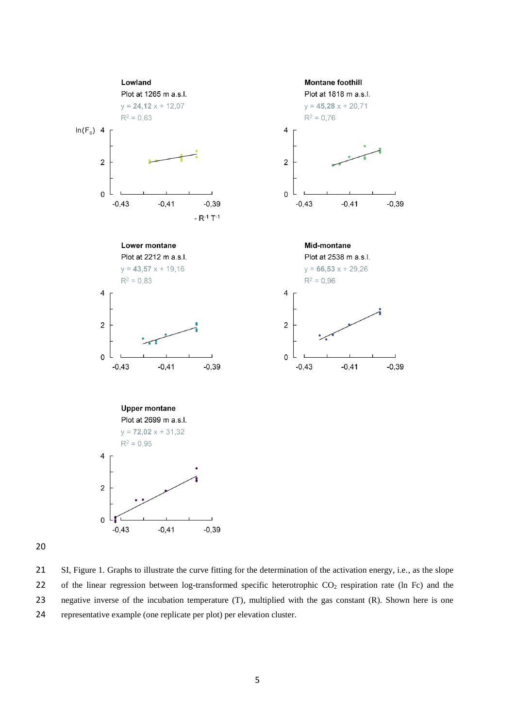**Lowland**

Plot at 1265 m a.s.l.

$y = 24{,}12x + 12{,}07$

$R^2 = 0{,}63$

**Montane foothill**

Plot at 1818 m a.s.l.

$y = 45{,}28x + 20{,}71$

$R^2 = 0{,}76$

**Lower montane**

Plot at 2212 m a.s.l.

$y = 43{,}57x + 19{,}16$

$R^2 = 0{,}83$

**Mid-montane**

Plot at 2538 m a.s.l.

$y = 66{,}53x + 29{,}26$

$R^2 = 0{,}96$

**Upper montane**

Plot at 2699 m a.s.l.

$y = 72{,}02x + 31{,}32$

$R^2 = 0{,}95$

Axes: $\ln(F_c)$ (y-axis, 0 to 4); $-R^{-1}T^{-1}$ (x-axis, −0,43 to −0,39)

SI, Figure 1. Graphs to illustrate the curve fitting for the determination of the activation energy, i.e., as the slope of the linear regression between log-transformed specific heterotrophic $CO_2$ respiration rate (ln Fc) and the negative inverse of the incubation temperature (T), multiplied with the gas constant (R). Shown here is one representative example (one replicate per plot) per elevation cluster.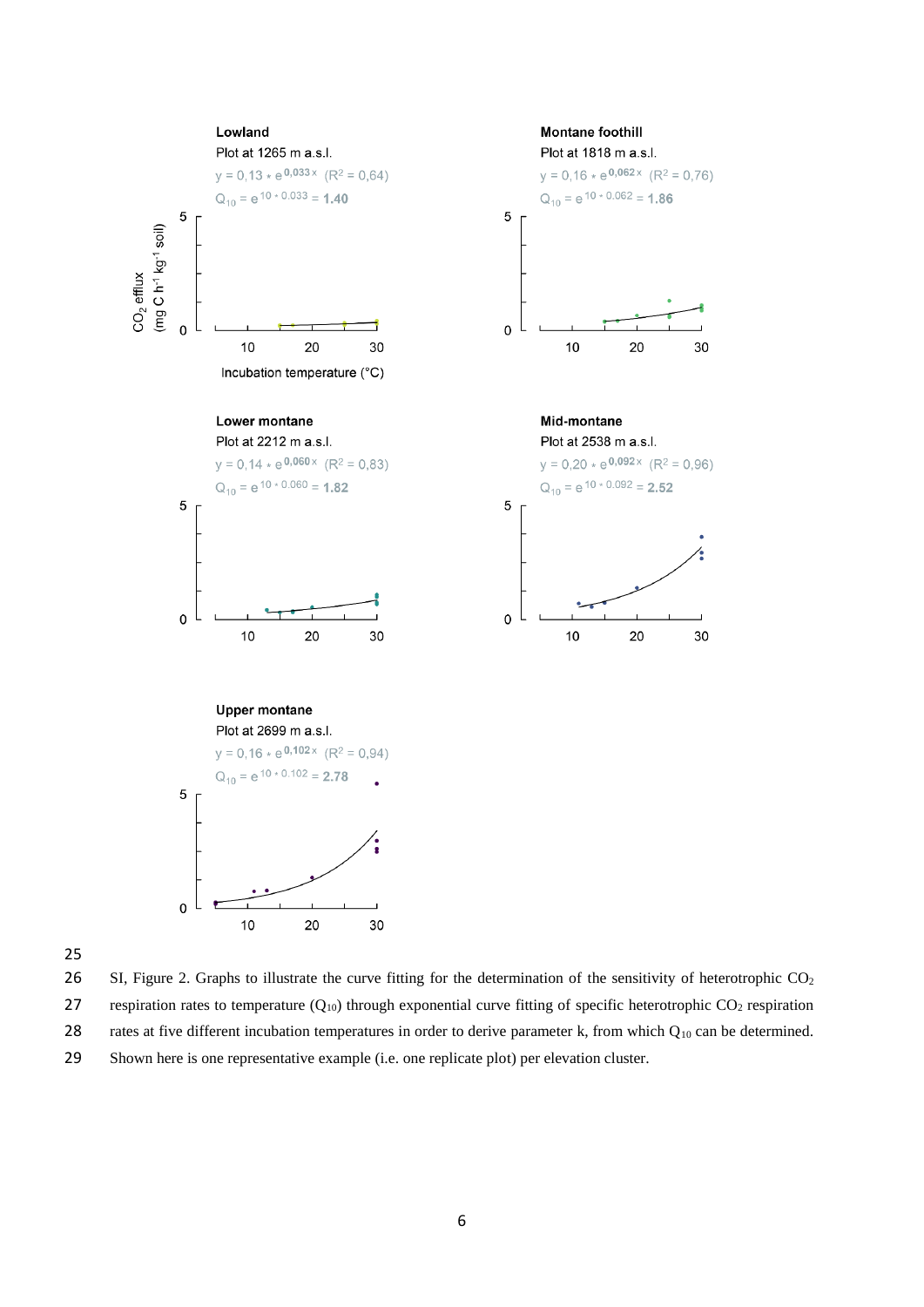**Lowland**

Plot at 1265 m a.s.l.

$y = 0{,}13 * e^{0{,}033x}$ ($R^2 = 0{,}64$)

$Q_{10} = e^{10 * 0.033} = \mathbf{1.40}$

**Montane foothill**

Plot at 1818 m a.s.l.

$y = 0{,}16 * e^{0{,}062x}$ ($R^2 = 0{,}76$)

$Q_{10} = e^{10 * 0.062} = \mathbf{1.86}$

**Lower montane**

Plot at 2212 m a.s.l.

$y = 0{,}14 * e^{0{,}060x}$ ($R^2 = 0{,}83$)

$Q_{10} = e^{10 * 0.060} = \mathbf{1.82}$

**Mid-montane**

Plot at 2538 m a.s.l.

$y = 0{,}20 * e^{0{,}092x}$ ($R^2 = 0{,}96$)

$Q_{10} = e^{10 * 0.092} = \mathbf{2.52}$

**Upper montane**

Plot at 2699 m a.s.l.

$y = 0{,}16 * e^{0{,}102x}$ ($R^2 = 0{,}94$)

$Q_{10} = e^{10 * 0.102} = \mathbf{2.78}$

$CO_2$ efflux (mg C $h^{-1}$ $kg^{-1}$ soil)

Incubation temperature (°C)

SI, Figure 2. Graphs to illustrate the curve fitting for the determination of the sensitivity of heterotrophic $CO_2$ respiration rates to temperature ($Q_{10}$) through exponential curve fitting of specific heterotrophic $CO_2$ respiration rates at five different incubation temperatures in order to derive parameter k, from which $Q_{10}$ can be determined. Shown here is one representative example (i.e. one replicate plot) per elevation cluster.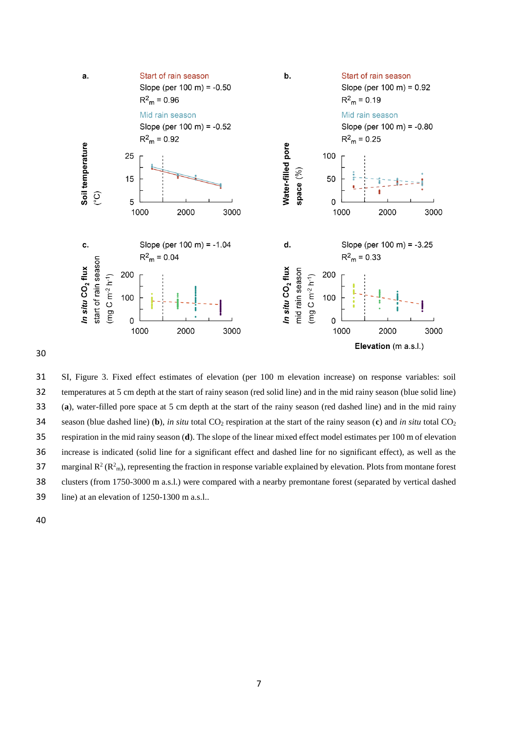a.

Start of rain season
Slope (per 100 m) = -0.50
$R^2_m$ = 0.96

Mid rain season
Slope (per 100 m) = -0.52
$R^2_m$ = 0.92

Soil temperature (°C)

b.

Start of rain season
Slope (per 100 m) = 0.92
$R^2_m$ = 0.19

Mid rain season
Slope (per 100 m) = -0.80
$R^2_m$ = 0.25

Water-filled pore space (%)

c.

Slope (per 100 m) = -1.04
$R^2_m$ = 0.04

*In situ* $CO_2$ flux start of rain season (mg C $m^{-2}$ $h^{-1}$)

d.

Slope (per 100 m) = -3.25
$R^2_m$ = 0.33

*In situ* $CO_2$ flux mid rain season (mg C $m^{-2}$ $h^{-1}$)

**Elevation** (m a.s.l.)

SI, Figure 3. Fixed effect estimates of elevation (per 100 m elevation increase) on response variables: soil temperatures at 5 cm depth at the start of rainy season (red solid line) and in the mid rainy season (blue solid line) (**a**), water-filled pore space at 5 cm depth at the start of the rainy season (red dashed line) and in the mid rainy season (blue dashed line) (**b**), *in situ* total $CO_2$ respiration at the start of the rainy season (**c**) and *in situ* total $CO_2$ respiration in the mid rainy season (**d**). The slope of the linear mixed effect model estimates per 100 m of elevation increase is indicated (solid line for a significant effect and dashed line for no significant effect), as well as the marginal $R^2$ ($R^2_m$), representing the fraction in response variable explained by elevation. Plots from montane forest clusters (from 1750-3000 m a.s.l.) were compared with a nearby premontane forest (separated by vertical dashed line) at an elevation of 1250-1300 m a.s.l..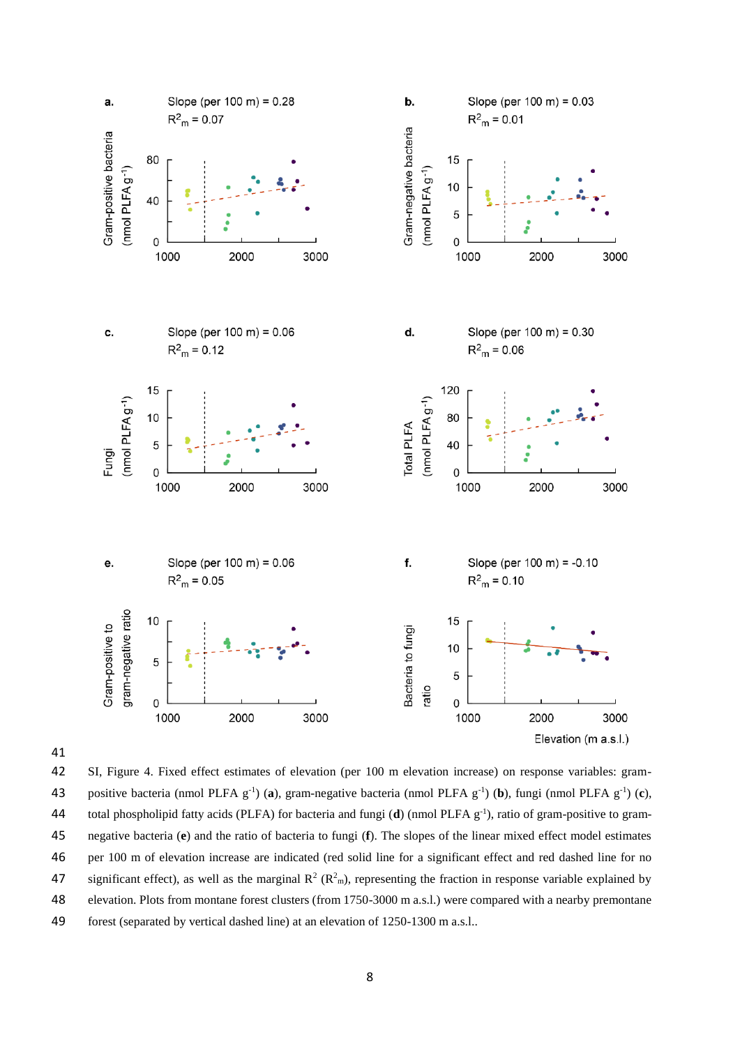SI, Figure 4. Fixed effect estimates of elevation (per 100 m elevation increase) on response variables: gram-positive bacteria (nmol PLFA $g^{-1}$) (**a**), gram-negative bacteria (nmol PLFA $g^{-1}$) (**b**), fungi (nmol PLFA $g^{-1}$) (**c**), total phospholipid fatty acids (PLFA) for bacteria and fungi (**d**) (nmol PLFA $g^{-1}$), ratio of gram-positive to gram-negative bacteria (**e**) and the ratio of bacteria to fungi (**f**). The slopes of the linear mixed effect model estimates per 100 m of elevation increase are indicated (red solid line for a significant effect and red dashed line for no significant effect), as well as the marginal $R^2$ ($R^2_m$), representing the fraction in response variable explained by elevation. Plots from montane forest clusters (from 1750-3000 m a.s.l.) were compared with a nearby premontane forest (separated by vertical dashed line) at an elevation of 1250-1300 m a.s.l..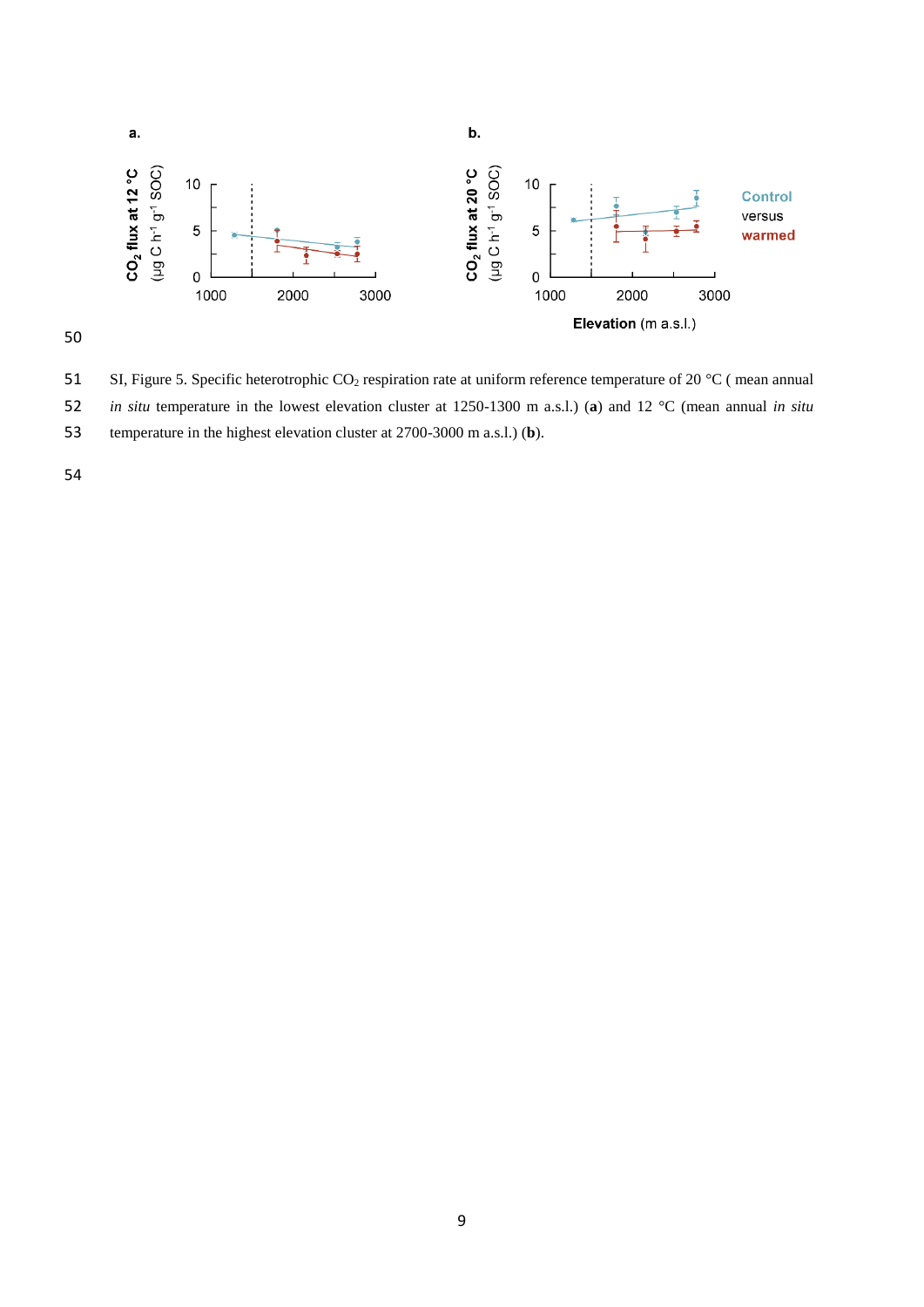a.

$CO_2$ flux at 12 °C
(µg C h$^{-1}$ g$^{-1}$ SOC)

10
5
0
1000
2000
3000

b.

$CO_2$ flux at 20 °C
(µg C h$^{-1}$ g$^{-1}$ SOC)

10
5
0
1000
2000
3000

Elevation (m a.s.l.)

Control
versus
warmed

SI, Figure 5. Specific heterotrophic $CO_2$ respiration rate at uniform reference temperature of 20 °C ( mean annual *in situ* temperature in the lowest elevation cluster at 1250-1300 m a.s.l.) (**a**) and 12 °C (mean annual *in situ* temperature in the highest elevation cluster at 2700-3000 m a.s.l.) (**b**).